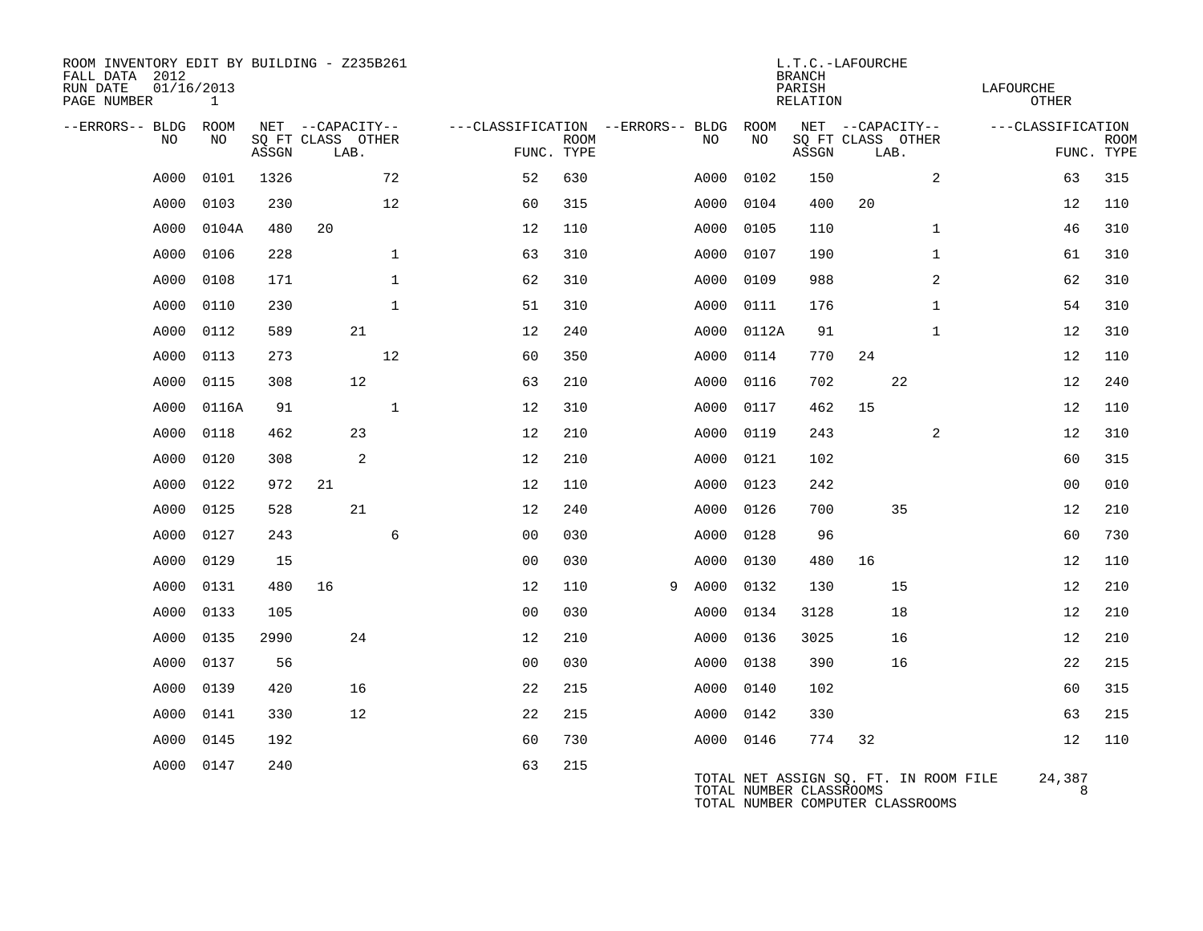ROOM INVENTORY EDIT BY BUILDING - Z235B261
FALL DATA 2012
RUN DATE 01/16/2013
PAGE NUMBER 1

L.T.C.-LAFOURCHE
BRANCH
PARISH LAFOURCHE
RELATION OTHER

| --ERRORS-- | BLDG NO | ROOM NO | NET ASSGN SQ FT | CAPACITY CLASS | CAPACITY LAB. | CAPACITY OTHER | CLASSIFICATION FUNC. | ROOM TYPE | --ERRORS-- | BLDG NO | ROOM NO | NET ASSGN SQ FT | CAPACITY CLASS | CAPACITY LAB. | CAPACITY OTHER | CLASSIFICATION FUNC. | ROOM TYPE |
|---|---|---|---|---|---|---|---|---|---|---|---|---|---|---|---|---|---|
| | A000 | 0101 | 1326 | | | 72 | 52 | 630 | | A000 | 0102 | 150 | | | 2 | 63 | 315 |
| | A000 | 0103 | 230 | | | 12 | 60 | 315 | | A000 | 0104 | 400 | 20 | | | 12 | 110 |
| | A000 | 0104A | 480 | 20 | | | 12 | 110 | | A000 | 0105 | 110 | | | 1 | 46 | 310 |
| | A000 | 0106 | 228 | | | 1 | 63 | 310 | | A000 | 0107 | 190 | | | 1 | 61 | 310 |
| | A000 | 0108 | 171 | | | 1 | 62 | 310 | | A000 | 0109 | 988 | | | 2 | 62 | 310 |
| | A000 | 0110 | 230 | | | 1 | 51 | 310 | | A000 | 0111 | 176 | | | 1 | 54 | 310 |
| | A000 | 0112 | 589 | | 21 | | 12 | 240 | | A000 | 0112A | 91 | | | 1 | 12 | 310 |
| | A000 | 0113 | 273 | | | 12 | 60 | 350 | | A000 | 0114 | 770 | 24 | | | 12 | 110 |
| | A000 | 0115 | 308 | | 12 | | 63 | 210 | | A000 | 0116 | 702 | | 22 | | 12 | 240 |
| | A000 | 0116A | 91 | | | 1 | 12 | 310 | | A000 | 0117 | 462 | 15 | | | 12 | 110 |
| | A000 | 0118 | 462 | | 23 | | 12 | 210 | | A000 | 0119 | 243 | | | 2 | 12 | 310 |
| | A000 | 0120 | 308 | | 2 | | 12 | 210 | | A000 | 0121 | 102 | | | | 60 | 315 |
| | A000 | 0122 | 972 | 21 | | | 12 | 110 | | A000 | 0123 | 242 | | | | 00 | 010 |
| | A000 | 0125 | 528 | | 21 | | 12 | 240 | | A000 | 0126 | 700 | | 35 | | 12 | 210 |
| | A000 | 0127 | 243 | | | 6 | 00 | 030 | | A000 | 0128 | 96 | | | | 60 | 730 |
| | A000 | 0129 | 15 | | | | 00 | 030 | | A000 | 0130 | 480 | 16 | | | 12 | 110 |
| | A000 | 0131 | 480 | 16 | | | 12 | 110 | 9 | A000 | 0132 | 130 | | 15 | | 12 | 210 |
| | A000 | 0133 | 105 | | | | 00 | 030 | | A000 | 0134 | 3128 | | 18 | | 12 | 210 |
| | A000 | 0135 | 2990 | | 24 | | 12 | 210 | | A000 | 0136 | 3025 | | 16 | | 12 | 210 |
| | A000 | 0137 | 56 | | | | 00 | 030 | | A000 | 0138 | 390 | | 16 | | 22 | 215 |
| | A000 | 0139 | 420 | | 16 | | 22 | 215 | | A000 | 0140 | 102 | | | | 60 | 315 |
| | A000 | 0141 | 330 | | 12 | | 22 | 215 | | A000 | 0142 | 330 | | | | 63 | 215 |
| | A000 | 0145 | 192 | | | | 60 | 730 | | A000 | 0146 | 774 | 32 | | | 12 | 110 |
| | A000 | 0147 | 240 | | | | 63 | 215 | | | | | | | | | |

TOTAL NET ASSIGN SQ. FT. IN ROOM FILE 24,387
TOTAL NUMBER CLASSROOMS 8
TOTAL NUMBER COMPUTER CLASSROOMS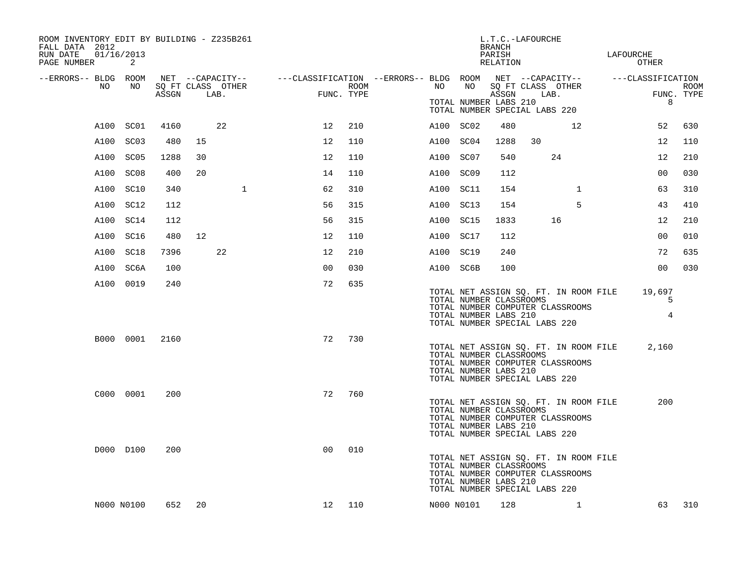ROOM INVENTORY EDIT BY BUILDING - Z235B261
FALL DATA 2012
RUN DATE 01/16/2013

L.T.C.-LAFOURCHE
BRANCH
PARISH LAFOURCHE
RELATION OTHER

TOTAL NUMBER LABS 210 8
TOTAL NUMBER SPECIAL LABS 220

| --ERRORS-- | BLDG NO | ROOM NO | NET SQ FT ASSGN | CAPACITY CLASS | CAPACITY LAB. | CAPACITY OTHER | CLASSIFICATION FUNC. | ROOM TYPE | --ERRORS-- | BLDG NO | ROOM NO | NET SQ FT ASSGN | CAPACITY CLASS | CAPACITY LAB. | CAPACITY OTHER | CLASSIFICATION FUNC. | ROOM TYPE |
|---|---|---|---|---|---|---|---|---|---|---|---|---|---|---|---|---|---|
| | A100 | SC01 | 4160 | | 22 | | 12 | 210 | | A100 | SC02 | 480 | | | 12 | 52 | 630 |
| | A100 | SC03 | 480 | 15 | | | 12 | 110 | | A100 | SC04 | 1288 | 30 | | | 12 | 110 |
| | A100 | SC05 | 1288 | 30 | | | 12 | 110 | | A100 | SC07 | 540 | | 24 | | 12 | 210 |
| | A100 | SC08 | 400 | 20 | | | 14 | 110 | | A100 | SC09 | 112 | | | | 00 | 030 |
| | A100 | SC10 | 340 | | | 1 | 62 | 310 | | A100 | SC11 | 154 | | | 1 | 63 | 310 |
| | A100 | SC12 | 112 | | | | 56 | 315 | | A100 | SC13 | 154 | | | 5 | 43 | 410 |
| | A100 | SC14 | 112 | | | | 56 | 315 | | A100 | SC15 | 1833 | | 16 | | 12 | 210 |
| | A100 | SC16 | 480 | 12 | | | 12 | 110 | | A100 | SC17 | 112 | | | | 00 | 010 |
| | A100 | SC18 | 7396 | | 22 | | 12 | 210 | | A100 | SC19 | 240 | | | | 72 | 635 |
| | A100 | SC6A | 100 | | | | 00 | 030 | | A100 | SC6B | 100 | | | | 00 | 030 |
| | A100 | 0019 | 240 | | | | 72 | 635 | | | | | | | | | |

TOTAL NET ASSIGN SQ. FT. IN ROOM FILE 19,697
TOTAL NUMBER CLASSROOMS 5
TOTAL NUMBER COMPUTER CLASSROOMS
TOTAL NUMBER LABS 210 4
TOTAL NUMBER SPECIAL LABS 220

| --ERRORS-- | BLDG NO | ROOM NO | NET SQ FT ASSGN | CAPACITY CLASS | CAPACITY LAB. | CAPACITY OTHER | CLASSIFICATION FUNC. | ROOM TYPE |
|---|---|---|---|---|---|---|---|---|
| | B000 | 0001 | 2160 | | | | 72 | 730 |

TOTAL NET ASSIGN SQ. FT. IN ROOM FILE 2,160
TOTAL NUMBER CLASSROOMS
TOTAL NUMBER COMPUTER CLASSROOMS
TOTAL NUMBER LABS 210
TOTAL NUMBER SPECIAL LABS 220

| --ERRORS-- | BLDG NO | ROOM NO | NET SQ FT ASSGN | CAPACITY CLASS | CAPACITY LAB. | CAPACITY OTHER | CLASSIFICATION FUNC. | ROOM TYPE |
|---|---|---|---|---|---|---|---|---|
| | C000 | 0001 | 200 | | | | 72 | 760 |

TOTAL NET ASSIGN SQ. FT. IN ROOM FILE 200
TOTAL NUMBER CLASSROOMS
TOTAL NUMBER COMPUTER CLASSROOMS
TOTAL NUMBER LABS 210
TOTAL NUMBER SPECIAL LABS 220

| --ERRORS-- | BLDG NO | ROOM NO | NET SQ FT ASSGN | CAPACITY CLASS | CAPACITY LAB. | CAPACITY OTHER | CLASSIFICATION FUNC. | ROOM TYPE |
|---|---|---|---|---|---|---|---|---|
| | D000 | D100 | 200 | | | | 00 | 010 |

TOTAL NET ASSIGN SQ. FT. IN ROOM FILE
TOTAL NUMBER CLASSROOMS
TOTAL NUMBER COMPUTER CLASSROOMS
TOTAL NUMBER LABS 210
TOTAL NUMBER SPECIAL LABS 220

| --ERRORS-- | BLDG NO | ROOM NO | NET SQ FT ASSGN | CAPACITY CLASS | CAPACITY LAB. | CAPACITY OTHER | CLASSIFICATION FUNC. | ROOM TYPE | --ERRORS-- | BLDG NO | ROOM NO | NET SQ FT ASSGN | CAPACITY CLASS | CAPACITY LAB. | CAPACITY OTHER | CLASSIFICATION FUNC. | ROOM TYPE |
|---|---|---|---|---|---|---|---|---|---|---|---|---|---|---|---|---|---|
| | N000 | N0100 | 652 | 20 | | | 12 | 110 | | N000 | N0101 | 128 | | | 1 | 63 | 310 |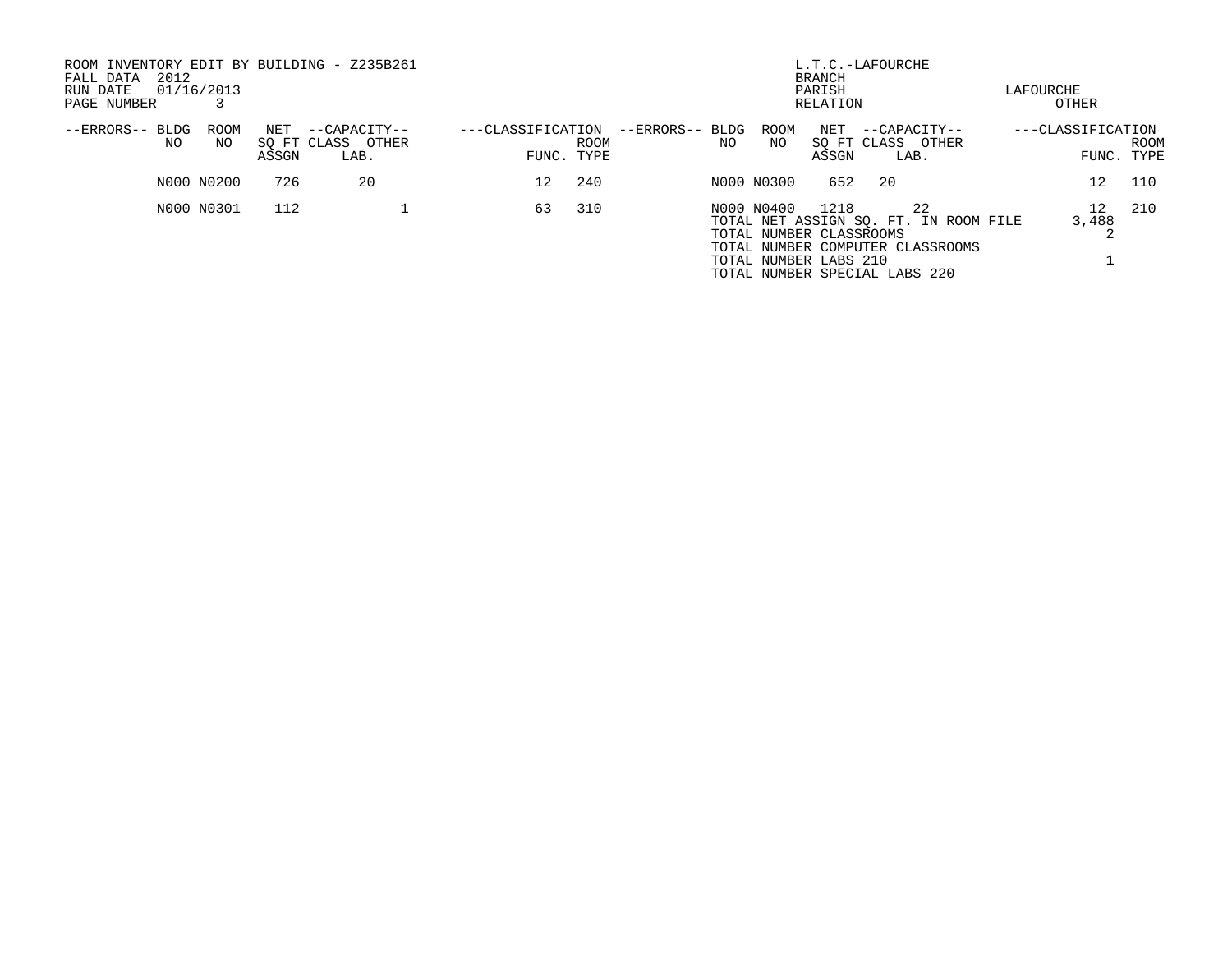ROOM INVENTORY EDIT BY BUILDING - Z235B261
FALL DATA 2012
RUN DATE 01/16/2013
PAGE NUMBER 3

L.T.C.-LAFOURCHE
BRANCH
PARISH LAFOURCHE
RELATION OTHER

| --ERRORS-- | BLDG NO | ROOM NO | NET SQ FT ASSGN | --CAPACITY-- CLASS | OTHER LAB. | ---CLASSIFICATION FUNC. | ROOM TYPE | --ERRORS-- | BLDG NO | ROOM NO | NET SQ FT ASSGN | --CAPACITY-- CLASS | OTHER LAB. | ---CLASSIFICATION FUNC. | ROOM TYPE |
|---|---|---|---|---|---|---|---|---|---|---|---|---|---|---|---|
| | N000 | N0200 | 726 | 20 | | 12 | 240 | | N000 | N0300 | 652 | 20 | | 12 | 110 |
| | N000 | N0301 | 112 | | 1 | 63 | 310 | | N000 | N0400 | 1218 | | 22 | 12 | 210 |

| | |
|---|---|
| TOTAL NET ASSIGN SQ. FT. IN ROOM FILE | 3,488 |
| TOTAL NUMBER CLASSROOMS | 2 |
| TOTAL NUMBER COMPUTER CLASSROOMS | |
| TOTAL NUMBER LABS 210 | 1 |
| TOTAL NUMBER SPECIAL LABS 220 | |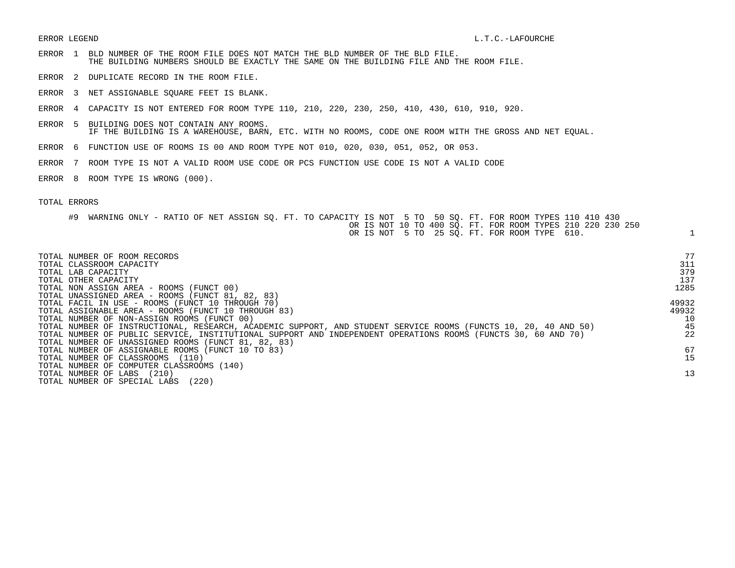ERROR LEGEND

L.T.C.-LAFOURCHE

ERROR 1 BLD NUMBER OF THE ROOM FILE DOES NOT MATCH THE BLD NUMBER OF THE BLD FILE.
THE BUILDING NUMBERS SHOULD BE EXACTLY THE SAME ON THE BUILDING FILE AND THE ROOM FILE.

ERROR 2 DUPLICATE RECORD IN THE ROOM FILE.

ERROR 3 NET ASSIGNABLE SQUARE FEET IS BLANK.

ERROR 4 CAPACITY IS NOT ENTERED FOR ROOM TYPE 110, 210, 220, 230, 250, 410, 430, 610, 910, 920.

ERROR 5 BUILDING DOES NOT CONTAIN ANY ROOMS.
IF THE BUILDING IS A WAREHOUSE, BARN, ETC. WITH NO ROOMS, CODE ONE ROOM WITH THE GROSS AND NET EQUAL.

ERROR 6 FUNCTION USE OF ROOMS IS 00 AND ROOM TYPE NOT 010, 020, 030, 051, 052, OR 053.

ERROR 7 ROOM TYPE IS NOT A VALID ROOM USE CODE OR PCS FUNCTION USE CODE IS NOT A VALID CODE

ERROR 8 ROOM TYPE IS WRONG (000).

TOTAL ERRORS

| | |
|---|---|
| #9 WARNING ONLY - RATIO OF NET ASSIGN SQ. FT. TO CAPACITY IS NOT 5 TO 50 SQ. FT. FOR ROOM TYPES 110 410 430 OR IS NOT 10 TO 400 SQ. FT. FOR ROOM TYPES 210 220 230 250 OR IS NOT 5 TO 25 SQ. FT. FOR ROOM TYPE 610. | 1 |

| | |
|---|---|
| TOTAL NUMBER OF ROOM RECORDS | 77 |
| TOTAL CLASSROOM CAPACITY | 311 |
| TOTAL LAB CAPACITY | 379 |
| TOTAL OTHER CAPACITY | 137 |
| TOTAL NON ASSIGN AREA - ROOMS (FUNCT 00) | 1285 |
| TOTAL UNASSIGNED AREA - ROOMS (FUNCT 81, 82, 83) | |
| TOTAL FACIL IN USE - ROOMS (FUNCT 10 THROUGH 70) | 49932 |
| TOTAL ASSIGNABLE AREA - ROOMS (FUNCT 10 THROUGH 83) | 49932 |
| TOTAL NUMBER OF NON-ASSIGN ROOMS (FUNCT 00) | 10 |
| TOTAL NUMBER OF INSTRUCTIONAL, RESEARCH, ACADEMIC SUPPORT, AND STUDENT SERVICE ROOMS (FUNCTS 10, 20, 40 AND 50) | 45 |
| TOTAL NUMBER OF PUBLIC SERVICE, INSTITUTIONAL SUPPORT AND INDEPENDENT OPERATIONS ROOMS (FUNCTS 30, 60 AND 70) | 22 |
| TOTAL NUMBER OF UNASSIGNED ROOMS (FUNCT 81, 82, 83) | |
| TOTAL NUMBER OF ASSIGNABLE ROOMS (FUNCT 10 TO 83) | 67 |
| TOTAL NUMBER OF CLASSROOMS (110) | 15 |
| TOTAL NUMBER OF COMPUTER CLASSROOMS (140) | |
| TOTAL NUMBER OF LABS (210) | 13 |
| TOTAL NUMBER OF SPECIAL LABS (220) | |